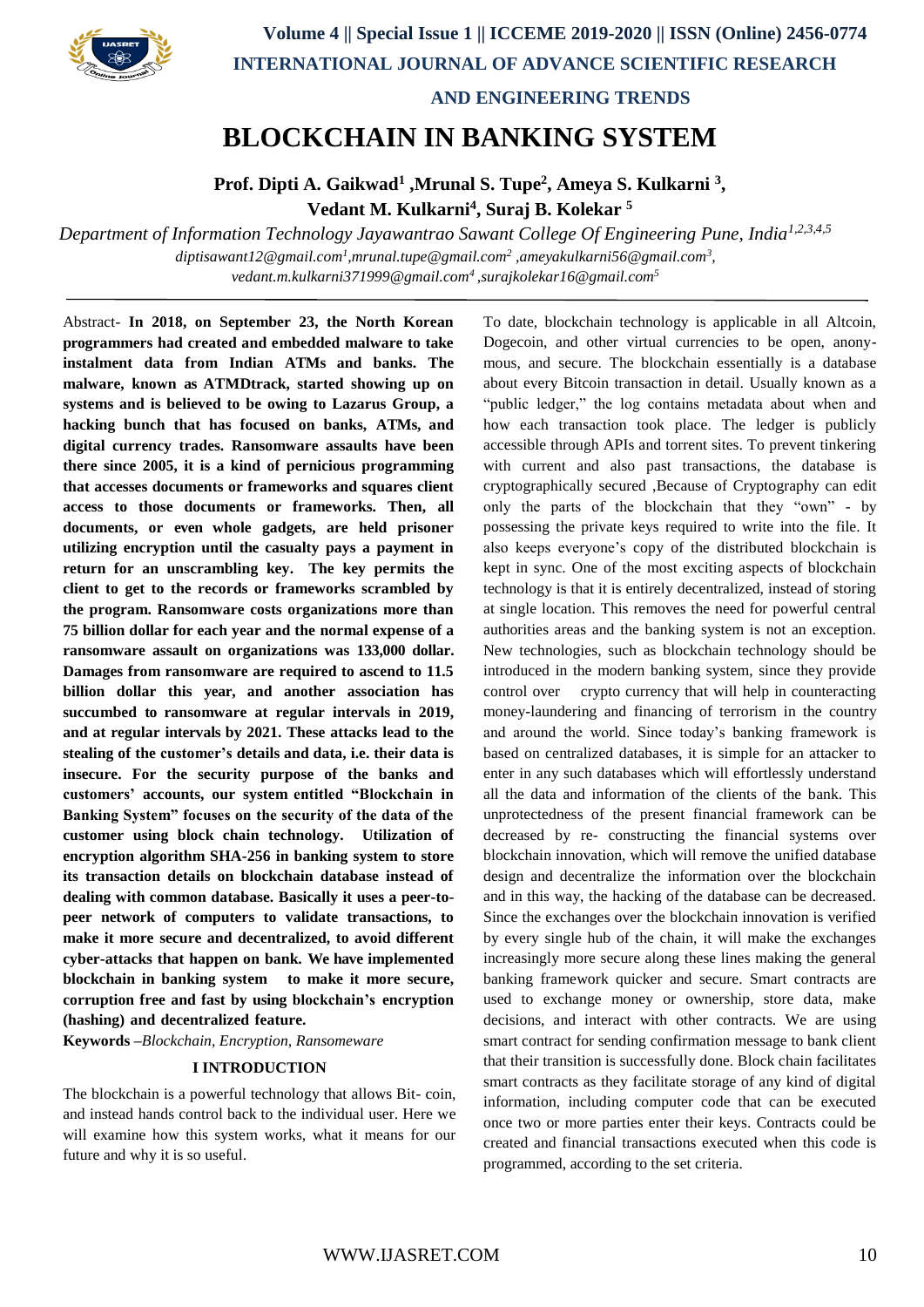# BLOCKCHAIN IN BANKING SYSTEM

**Prof. Dipti A. Gaikwad[1] ,Mrunal S. Tupe[2], Ameya S. Kulkarni [3], Vedant M. Kulkarni[4], Suraj B. Kolekar [5]**

*Department of Information Technology Jayawantrao Sawant College Of Engineering Pune, India[1,2,3,4,5]*

*diptisawant12@gmail.com[1],mrunal.tupe@gmail.com[2] ,ameyakulkarni56@gmail.com[3], vedant.m.kulkarni371999@gmail.com[4] ,surajkolekar16@gmail.com[5]*

---

Abstract- **In 2018, on September 23, the North Korean programmers had created and embedded malware to take instalment data from Indian ATMs and banks. The malware, known as ATMDtrack, started showing up on systems and is believed to be owing to Lazarus Group, a hacking bunch that has focused on banks, ATMs, and digital currency trades. Ransomware assaults have been there since 2005, it is a kind of pernicious programming that accesses documents or frameworks and squares client access to those documents or frameworks. Then, all documents, or even whole gadgets, are held prisoner utilizing encryption until the casualty pays a payment in return for an unscrambling key. The key permits the client to get to the records or frameworks scrambled by the program. Ransomware costs organizations more than 75 billion dollar for each year and the normal expense of a ransomware assault on organizations was 133,000 dollar. Damages from ransomware are required to ascend to 11.5 billion dollar this year, and another association has succumbed to ransomware at regular intervals in 2019, and at regular intervals by 2021. These attacks lead to the stealing of the customer's details and data, i.e. their data is insecure. For the security purpose of the banks and customers' accounts, our system entitled "Blockchain in Banking System" focuses on the security of the data of the customer using block chain technology. Utilization of encryption algorithm SHA-256 in banking system to store its transaction details on blockchain database instead of dealing with common database. Basically it uses a peer-to-peer network of computers to validate transactions, to make it more secure and decentralized, to avoid different cyber-attacks that happen on bank. We have implemented blockchain in banking system to make it more secure, corruption free and fast by using blockchain's encryption (hashing) and decentralized feature.**

**Keywords** –*Blockchain, Encryption, Ransomeware*

## I INTRODUCTION

The blockchain is a powerful technology that allows Bit- coin, and instead hands control back to the individual user. Here we will examine how this system works, what it means for our future and why it is so useful.

To date, blockchain technology is applicable in all Altcoin, Dogecoin, and other virtual currencies to be open, anony- mous, and secure. The blockchain essentially is a database about every Bitcoin transaction in detail. Usually known as a "public ledger," the log contains metadata about when and how each transaction took place. The ledger is publicly accessible through APIs and torrent sites. To prevent tinkering with current and also past transactions, the database is cryptographically secured ,Because of Cryptography can edit only the parts of the blockchain that they "own" - by possessing the private keys required to write into the file. It also keeps everyone's copy of the distributed blockchain is kept in sync. One of the most exciting aspects of blockchain technology is that it is entirely decentralized, instead of storing at single location. This removes the need for powerful central authorities areas and the banking system is not an exception. New technologies, such as blockchain technology should be introduced in the modern banking system, since they provide control over crypto currency that will help in counteracting money-laundering and financing of terrorism in the country and around the world. Since today's banking framework is based on centralized databases, it is simple for an attacker to enter in any such databases which will effortlessly understand all the data and information of the clients of the bank. This unprotectedness of the present financial framework can be decreased by re- constructing the financial systems over blockchain innovation, which will remove the unified database design and decentralize the information over the blockchain and in this way, the hacking of the database can be decreased. Since the exchanges over the blockchain innovation is verified by every single hub of the chain, it will make the exchanges increasingly more secure along these lines making the general banking framework quicker and secure. Smart contracts are used to exchange money or ownership, store data, make decisions, and interact with other contracts. We are using smart contract for sending confirmation message to bank client that their transition is successfully done. Block chain facilitates smart contracts as they facilitate storage of any kind of digital information, including computer code that can be executed once two or more parties enter their keys. Contracts could be created and financial transactions executed when this code is programmed, according to the set criteria.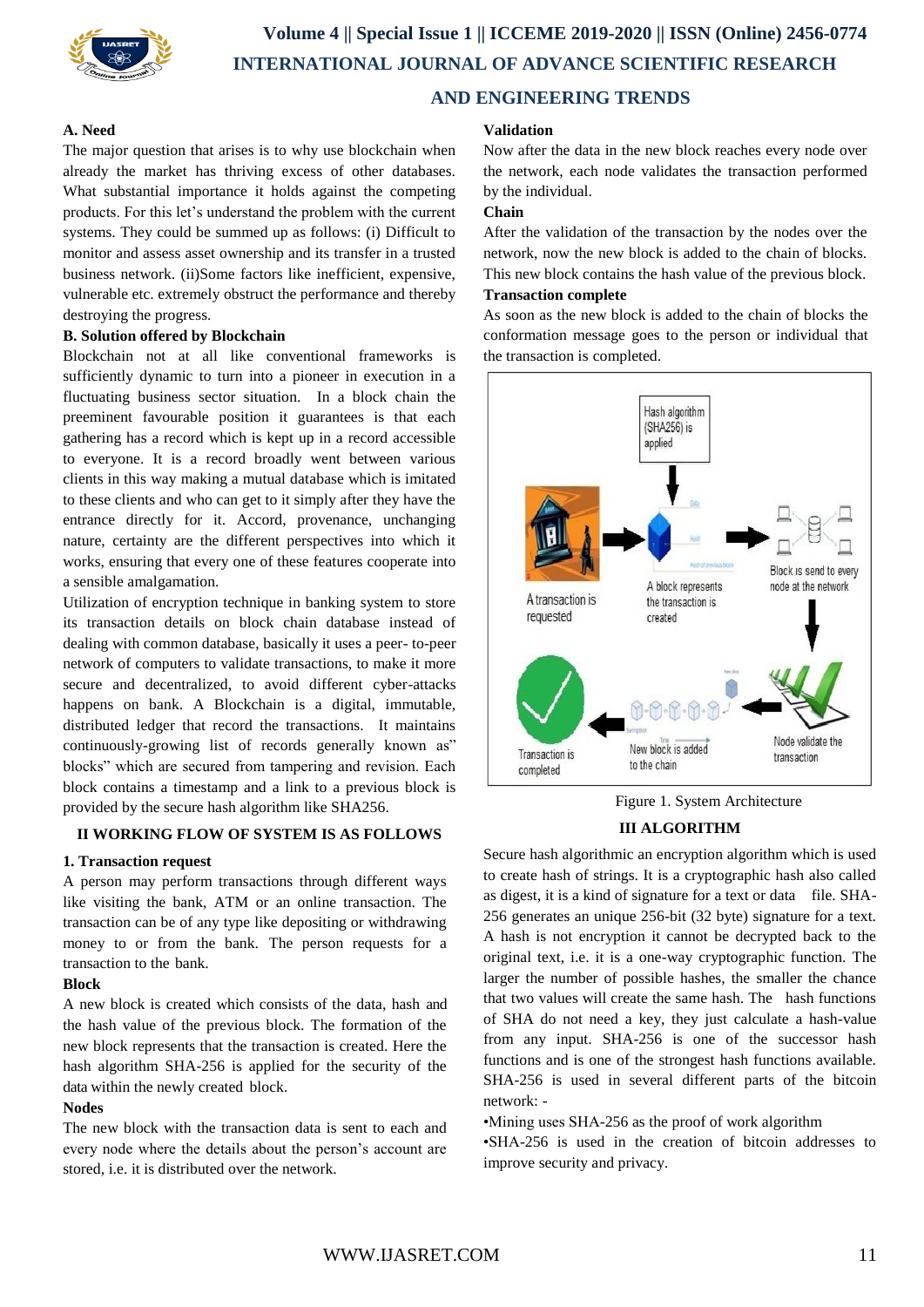### A. Need

The major question that arises is to why use blockchain when already the market has thriving excess of other databases. What substantial importance it holds against the competing products. For this let's understand the problem with the current systems. They could be summed up as follows: (i) Difficult to monitor and assess asset ownership and its transfer in a trusted business network. (ii)Some factors like inefficient, expensive, vulnerable etc. extremely obstruct the performance and thereby destroying the progress.

### B. Solution offered by Blockchain

Blockchain not at all like conventional frameworks is sufficiently dynamic to turn into a pioneer in execution in a fluctuating business sector situation. In a block chain the preeminent favourable position it guarantees is that each gathering has a record which is kept up in a record accessible to everyone. It is a record broadly went between various clients in this way making a mutual database which is imitated to these clients and who can get to it simply after they have the entrance directly for it. Accord, provenance, unchanging nature, certainty are the different perspectives into which it works, ensuring that every one of these features cooperate into a sensible amalgamation.

Utilization of encryption technique in banking system to store its transaction details on block chain database instead of dealing with common database, basically it uses a peer- to-peer network of computers to validate transactions, to make it more secure and decentralized, to avoid different cyber-attacks happens on bank. A Blockchain is a digital, immutable, distributed ledger that record the transactions. It maintains continuously-growing list of records generally known as" blocks" which are secured from tampering and revision. Each block contains a timestamp and a link to a previous block is provided by the secure hash algorithm like SHA256.

## II WORKING FLOW OF SYSTEM IS AS FOLLOWS

### 1. Transaction request

A person may perform transactions through different ways like visiting the bank, ATM or an online transaction. The transaction can be of any type like depositing or withdrawing money to or from the bank. The person requests for a transaction to the bank.

**Block**

A new block is created which consists of the data, hash and the hash value of the previous block. The formation of the new block represents that the transaction is created. Here the hash algorithm SHA-256 is applied for the security of the data within the newly created block.

**Nodes**

The new block with the transaction data is sent to each and every node where the details about the person's account are stored, i.e. it is distributed over the network.

**Validation**

Now after the data in the new block reaches every node over the network, each node validates the transaction performed by the individual.

**Chain**

After the validation of the transaction by the nodes over the network, now the new block is added to the chain of blocks. This new block contains the hash value of the previous block.

**Transaction complete**

As soon as the new block is added to the chain of blocks the conformation message goes to the person or individual that the transaction is completed.

Figure 1. System Architecture

## III ALGORITHM

Secure hash algorithmic an encryption algorithm which is used to create hash of strings. It is a cryptographic hash also called as digest, it is a kind of signature for a text or data file. SHA-256 generates an unique 256-bit (32 byte) signature for a text. A hash is not encryption it cannot be decrypted back to the original text, i.e. it is a one-way cryptographic function. The larger the number of possible hashes, the smaller the chance that two values will create the same hash. The hash functions of SHA do not need a key, they just calculate a hash-value from any input. SHA-256 is one of the successor hash functions and is one of the strongest hash functions available. SHA-256 is used in several different parts of the bitcoin network: -

- Mining uses SHA-256 as the proof of work algorithm
- SHA-256 is used in the creation of bitcoin addresses to improve security and privacy.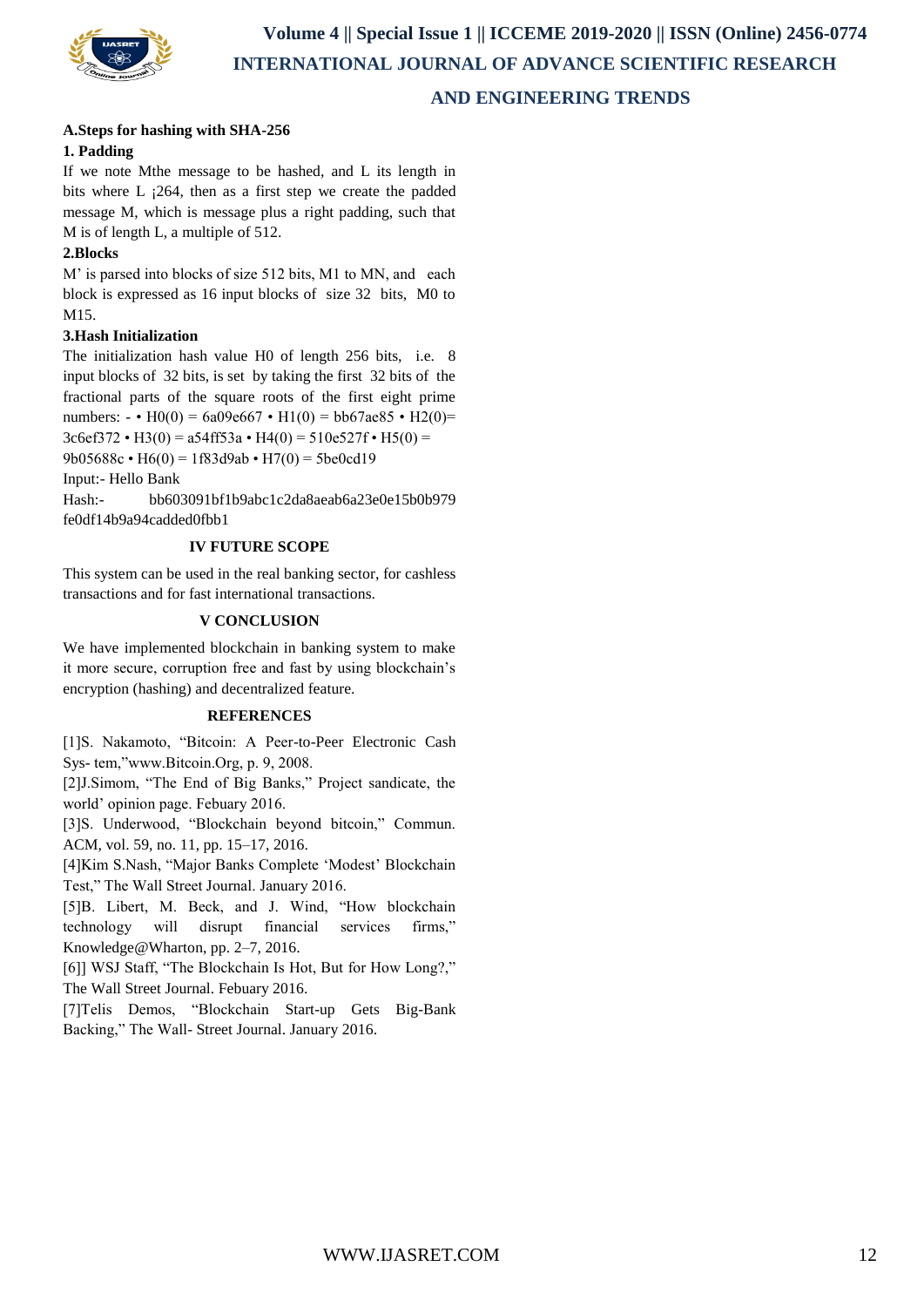### A.Steps for hashing with SHA-256

**1. Padding**

If we note Mthe message to be hashed, and L its length in bits where L ¡264, then as a first step we create the padded message M, which is message plus a right padding, such that M is of length L, a multiple of 512.

**2.Blocks**

M' is parsed into blocks of size 512 bits, M1 to MN, and each block is expressed as 16 input blocks of size 32 bits, M0 to M15.

**3.Hash Initialization**

The initialization hash value H0 of length 256 bits, i.e. 8 input blocks of 32 bits, is set by taking the first 32 bits of the fractional parts of the square roots of the first eight prime numbers: - • H0(0) = 6a09e667 • H1(0) = bb67ae85 • H2(0)= 3c6ef372 • H3(0) = a54ff53a • H4(0) = 510e527f • H5(0) = 9b05688c • H6(0) = 1f83d9ab • H7(0) = 5be0cd19

Input:- Hello Bank

Hash:- bb603091bf1b9abc1c2da8aeab6a23e0e15b0b979fe0df14b9a94cadded0fbb1

## IV FUTURE SCOPE

This system can be used in the real banking sector, for cashless transactions and for fast international transactions.

## V CONCLUSION

We have implemented blockchain in banking system to make it more secure, corruption free and fast by using blockchain's encryption (hashing) and decentralized feature.

## REFERENCES

[1]S. Nakamoto, "Bitcoin: A Peer-to-Peer Electronic Cash Sys- tem,"www.Bitcoin.Org, p. 9, 2008.

[2]J.Simom, "The End of Big Banks," Project sandicate, the world' opinion page. Febuary 2016.

[3]S. Underwood, "Blockchain beyond bitcoin," Commun. ACM, vol. 59, no. 11, pp. 15–17, 2016.

[4]Kim S.Nash, "Major Banks Complete 'Modest' Blockchain Test," The Wall Street Journal. January 2016.

[5]B. Libert, M. Beck, and J. Wind, "How blockchain technology will disrupt financial services firms," Knowledge@Wharton, pp. 2–7, 2016.

[6]] WSJ Staff, "The Blockchain Is Hot, But for How Long?," The Wall Street Journal. Febuary 2016.

[7]Telis Demos, "Blockchain Start-up Gets Big-Bank Backing," The Wall- Street Journal. January 2016.